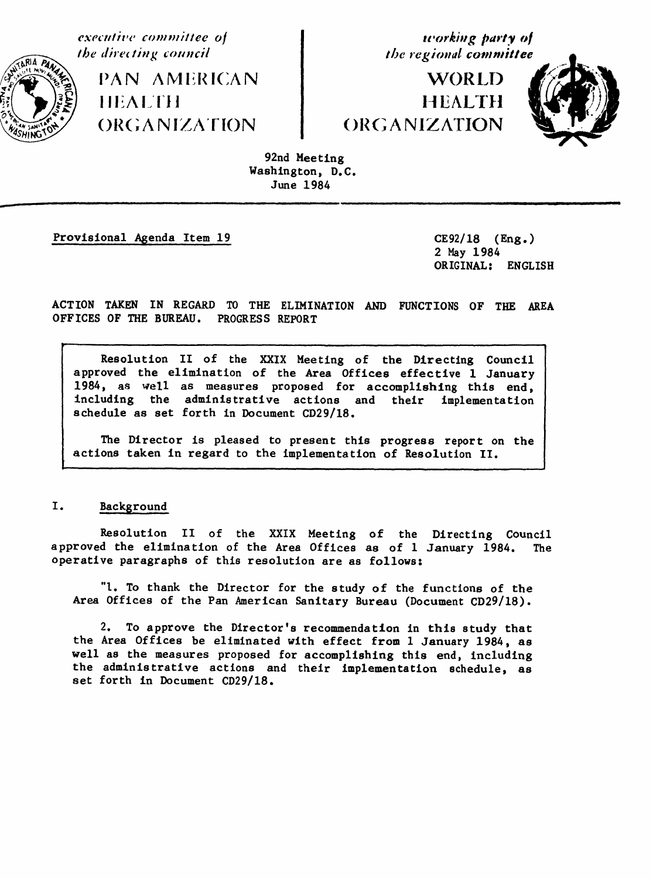*executive committee of the directing council*

PAN AMERICAN HEALTH ORGANIZATION

*working party of the regional committee*

WORLD HEALTH ORGANIZATION

92nd Meeting
Washington, D.C.
June 1984

Provisional Agenda Item 19

CE92/18 (Eng.)
2 May 1984
ORIGINAL: ENGLISH

ACTION TAKEN IN REGARD TO THE ELIMINATION AND FUNCTIONS OF THE AREA OFFICES OF THE BUREAU. PROGRESS REPORT

> Resolution II of the XXIX Meeting of the Directing Council approved the elimination of the Area Offices effective 1 January 1984, as well as measures proposed for accomplishing this end, including the administrative actions and their implementation schedule as set forth in Document CD29/18.
>
> The Director is pleased to present this progress report on the actions taken in regard to the implementation of Resolution II.

## I. Background

Resolution II of the XXIX Meeting of the Directing Council approved the elimination of the Area Offices as of 1 January 1984. The operative paragraphs of this resolution are as follows:

"1. To thank the Director for the study of the functions of the Area Offices of the Pan American Sanitary Bureau (Document CD29/18).

2. To approve the Director's recommendation in this study that the Area Offices be eliminated with effect from 1 January 1984, as well as the measures proposed for accomplishing this end, including the administrative actions and their implementation schedule, as set forth in Document CD29/18.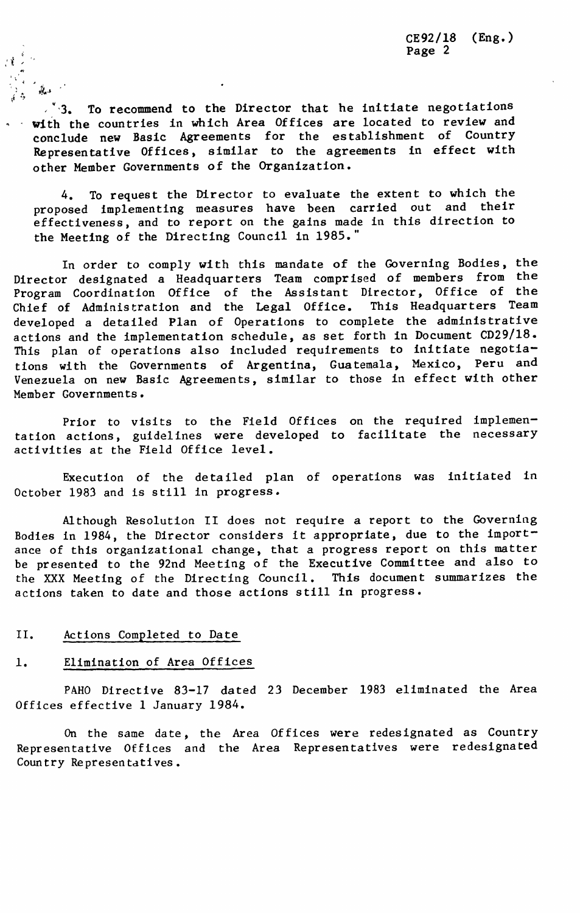3. To recommend to the Director that he initiate negotiations with the countries in which Area Offices are located to review and conclude new Basic Agreements for the establishment of Country Representative Offices, similar to the agreements in effect with other Member Governments of the Organization.

4. To request the Director to evaluate the extent to which the proposed implementing measures have been carried out and their effectiveness, and to report on the gains made in this direction to the Meeting of the Directing Council in 1985."

In order to comply with this mandate of the Governing Bodies, the Director designated a Headquarters Team comprised of members from the Program Coordination Office of the Assistant Director, Office of the Chief of Administration and the Legal Office. This Headquarters Team developed a detailed Plan of Operations to complete the administrative actions and the implementation schedule, as set forth in Document CD29/18. This plan of operations also included requirements to initiate negotiations with the Governments of Argentina, Guatemala, Mexico, Peru and Venezuela on new Basic Agreements, similar to those in effect with other Member Governments.

Prior to visits to the Field Offices on the required implementation actions, guidelines were developed to facilitate the necessary activities at the Field Office level.

Execution of the detailed plan of operations was initiated in October 1983 and is still in progress.

Although Resolution II does not require a report to the Governing Bodies in 1984, the Director considers it appropriate, due to the importance of this organizational change, that a progress report on this matter be presented to the 92nd Meeting of the Executive Committee and also to the XXX Meeting of the Directing Council. This document summarizes the actions taken to date and those actions still in progress.

## II. Actions Completed to Date

### 1. Elimination of Area Offices

PAHO Directive 83-17 dated 23 December 1983 eliminated the Area Offices effective 1 January 1984.

On the same date, the Area Offices were redesignated as Country Representative Offices and the Area Representatives were redesignated Country Representatives.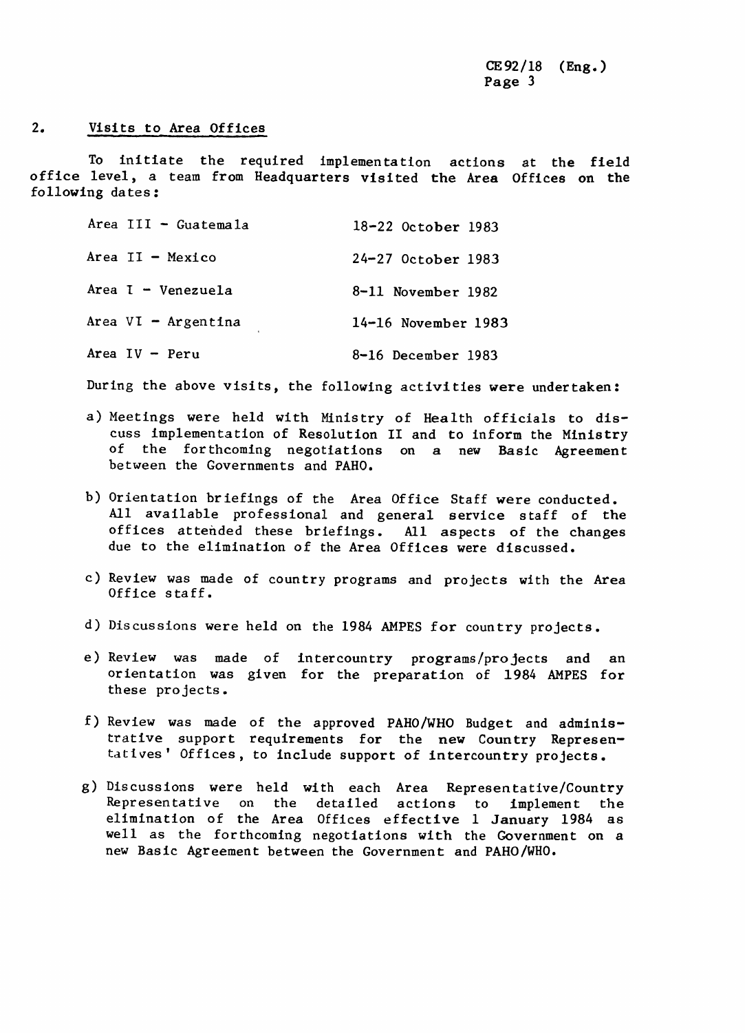## 2. Visits to Area Offices

To initiate the required implementation actions at the field office level, a team from Headquarters visited the Area Offices on the following dates:

| | |
|---|---|
| Area III - Guatemala | 18-22 October 1983 |
| Area II - Mexico | 24-27 October 1983 |
| Area I - Venezuela | 8-11 November 1982 |
| Area VI - Argentina | 14-16 November 1983 |
| Area IV - Peru | 8-16 December 1983 |

During the above visits, the following activities were undertaken:

a) Meetings were held with Ministry of Health officials to discuss implementation of Resolution II and to inform the Ministry of the forthcoming negotiations on a new Basic Agreement between the Governments and PAHO.

b) Orientation briefings of the Area Office Staff were conducted. All available professional and general service staff of the offices attended these briefings. All aspects of the changes due to the elimination of the Area Offices were discussed.

c) Review was made of country programs and projects with the Area Office staff.

d) Discussions were held on the 1984 AMPES for country projects.

e) Review was made of intercountry programs/projects and an orientation was given for the preparation of 1984 AMPES for these projects.

f) Review was made of the approved PAHO/WHO Budget and administrative support requirements for the new Country Representatives' Offices, to include support of intercountry projects.

g) Discussions were held with each Area Representative/Country Representative on the detailed actions to implement the elimination of the Area Offices effective 1 January 1984 as well as the forthcoming negotiations with the Government on a new Basic Agreement between the Government and PAHO/WHO.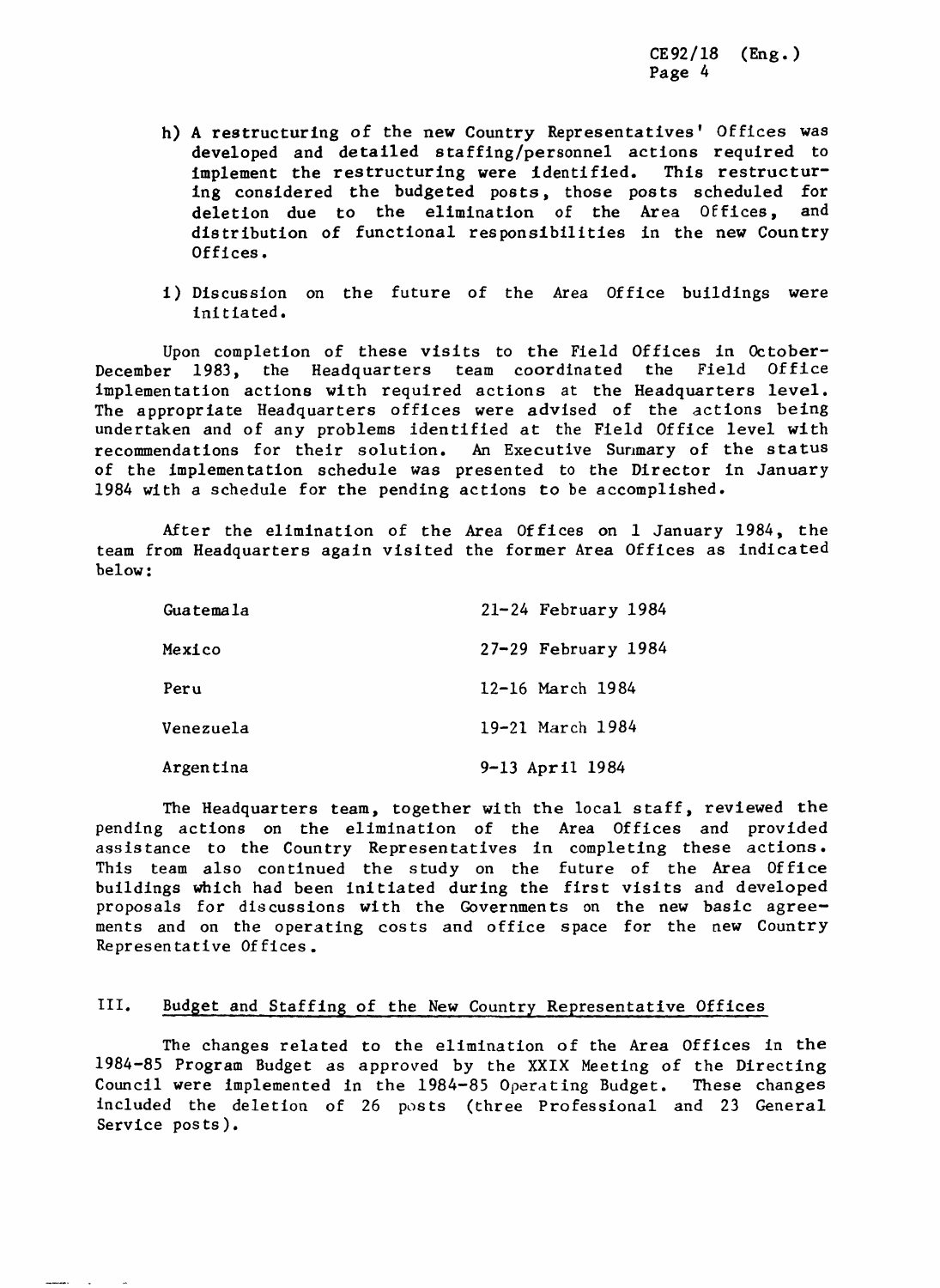h) A restructuring of the new Country Representatives' Offices was developed and detailed staffing/personnel actions required to implement the restructuring were identified. This restructuring considered the budgeted posts, those posts scheduled for deletion due to the elimination of the Area Offices, and distribution of functional responsibilities in the new Country Offices.

i) Discussion on the future of the Area Office buildings were initiated.

Upon completion of these visits to the Field Offices in October-December 1983, the Headquarters team coordinated the Field Office implementation actions with required actions at the Headquarters level. The appropriate Headquarters offices were advised of the actions being undertaken and of any problems identified at the Field Office level with recommendations for their solution. An Executive Summary of the status of the implementation schedule was presented to the Director in January 1984 with a schedule for the pending actions to be accomplished.

After the elimination of the Area Offices on 1 January 1984, the team from Headquarters again visited the former Area Offices as indicated below:

| | |
|---|---|
| Guatemala | 21-24 February 1984 |
| Mexico | 27-29 February 1984 |
| Peru | 12-16 March 1984 |
| Venezuela | 19-21 March 1984 |
| Argentina | 9-13 April 1984 |

The Headquarters team, together with the local staff, reviewed the pending actions on the elimination of the Area Offices and provided assistance to the Country Representatives in completing these actions. This team also continued the study on the future of the Area Office buildings which had been initiated during the first visits and developed proposals for discussions with the Governments on the new basic agreements and on the operating costs and office space for the new Country Representative Offices.

## III. Budget and Staffing of the New Country Representative Offices

The changes related to the elimination of the Area Offices in the 1984-85 Program Budget as approved by the XXIX Meeting of the Directing Council were implemented in the 1984-85 Operating Budget. These changes included the deletion of 26 posts (three Professional and 23 General Service posts).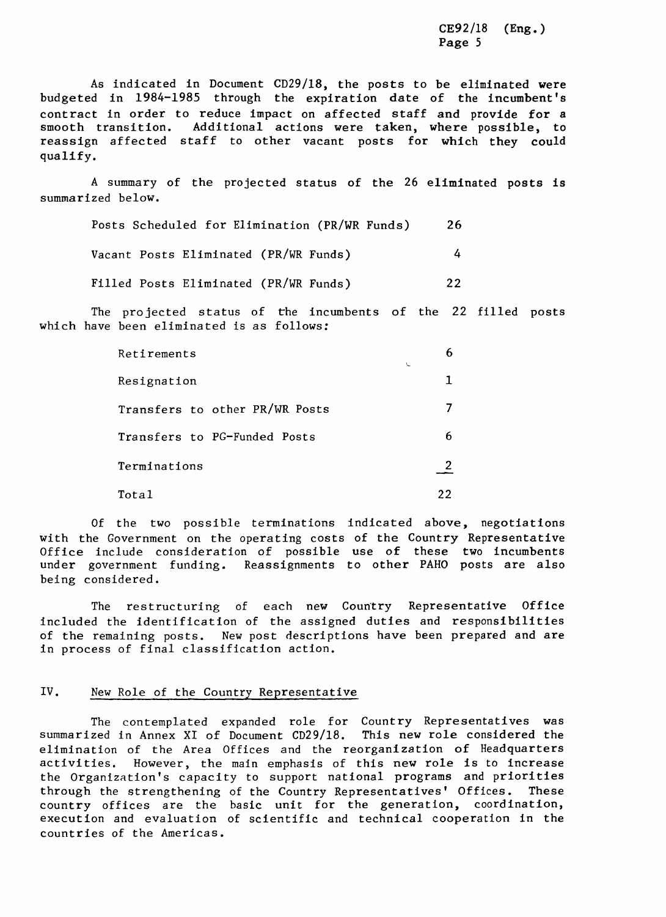As indicated in Document CD29/18, the posts to be eliminated were budgeted in 1984-1985 through the expiration date of the incumbent's contract in order to reduce impact on affected staff and provide for a smooth transition. Additional actions were taken, where possible, to reassign affected staff to other vacant posts for which they could qualify.

A summary of the projected status of the 26 eliminated posts is summarized below.

| | |
|---|---|
| Posts Scheduled for Elimination (PR/WR Funds) | 26 |
| Vacant Posts Eliminated (PR/WR Funds) | 4 |
| Filled Posts Eliminated (PR/WR Funds) | 22 |

The projected status of the incumbents of the 22 filled posts which have been eliminated is as follows:

| | |
|---|---|
| Retirements | 6 |
| Resignation | 1 |
| Transfers to other PR/WR Posts | 7 |
| Transfers to PG-Funded Posts | 6 |
| Terminations | 2 |
| Total | 22 |

Of the two possible terminations indicated above, negotiations with the Government on the operating costs of the Country Representative Office include consideration of possible use of these two incumbents under government funding. Reassignments to other PAHO posts are also being considered.

The restructuring of each new Country Representative Office included the identification of the assigned duties and responsibilities of the remaining posts. New post descriptions have been prepared and are in process of final classification action.

## IV. New Role of the Country Representative

The contemplated expanded role for Country Representatives was summarized in Annex XI of Document CD29/18. This new role considered the elimination of the Area Offices and the reorganization of Headquarters activities. However, the main emphasis of this new role is to increase the Organization's capacity to support national programs and priorities through the strengthening of the Country Representatives' Offices. These country offices are the basic unit for the generation, coordination, execution and evaluation of scientific and technical cooperation in the countries of the Americas.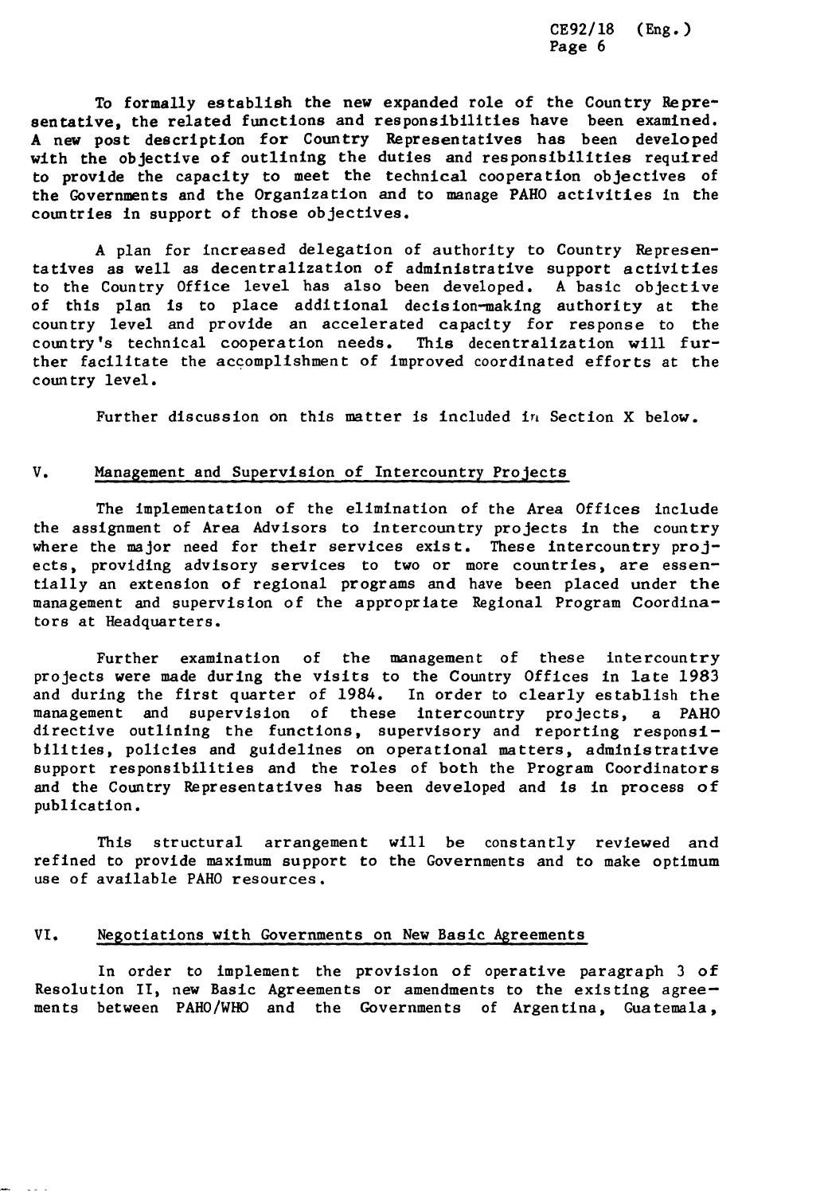To formally establish the new expanded role of the Country Representative, the related functions and responsibilities have been examined. A new post description for Country Representatives has been developed with the objective of outlining the duties and responsibilities required to provide the capacity to meet the technical cooperation objectives of the Governments and the Organization and to manage PAHO activities in the countries in support of those objectives.

A plan for increased delegation of authority to Country Representatives as well as decentralization of administrative support activities to the Country Office level has also been developed. A basic objective of this plan is to place additional decision-making authority at the country level and provide an accelerated capacity for response to the country's technical cooperation needs. This decentralization will further facilitate the accomplishment of improved coordinated efforts at the country level.

Further discussion on this matter is included in Section X below.

## V. Management and Supervision of Intercountry Projects

The implementation of the elimination of the Area Offices include the assignment of Area Advisors to intercountry projects in the country where the major need for their services exist. These intercountry projects, providing advisory services to two or more countries, are essentially an extension of regional programs and have been placed under the management and supervision of the appropriate Regional Program Coordinators at Headquarters.

Further examination of the management of these intercountry projects were made during the visits to the Country Offices in late 1983 and during the first quarter of 1984. In order to clearly establish the management and supervision of these intercountry projects, a PAHO directive outlining the functions, supervisory and reporting responsibilities, policies and guidelines on operational matters, administrative support responsibilities and the roles of both the Program Coordinators and the Country Representatives has been developed and is in process of publication.

This structural arrangement will be constantly reviewed and refined to provide maximum support to the Governments and to make optimum use of available PAHO resources.

## VI. Negotiations with Governments on New Basic Agreements

In order to implement the provision of operative paragraph 3 of Resolution II, new Basic Agreements or amendments to the existing agreements between PAHO/WHO and the Governments of Argentina, Guatemala,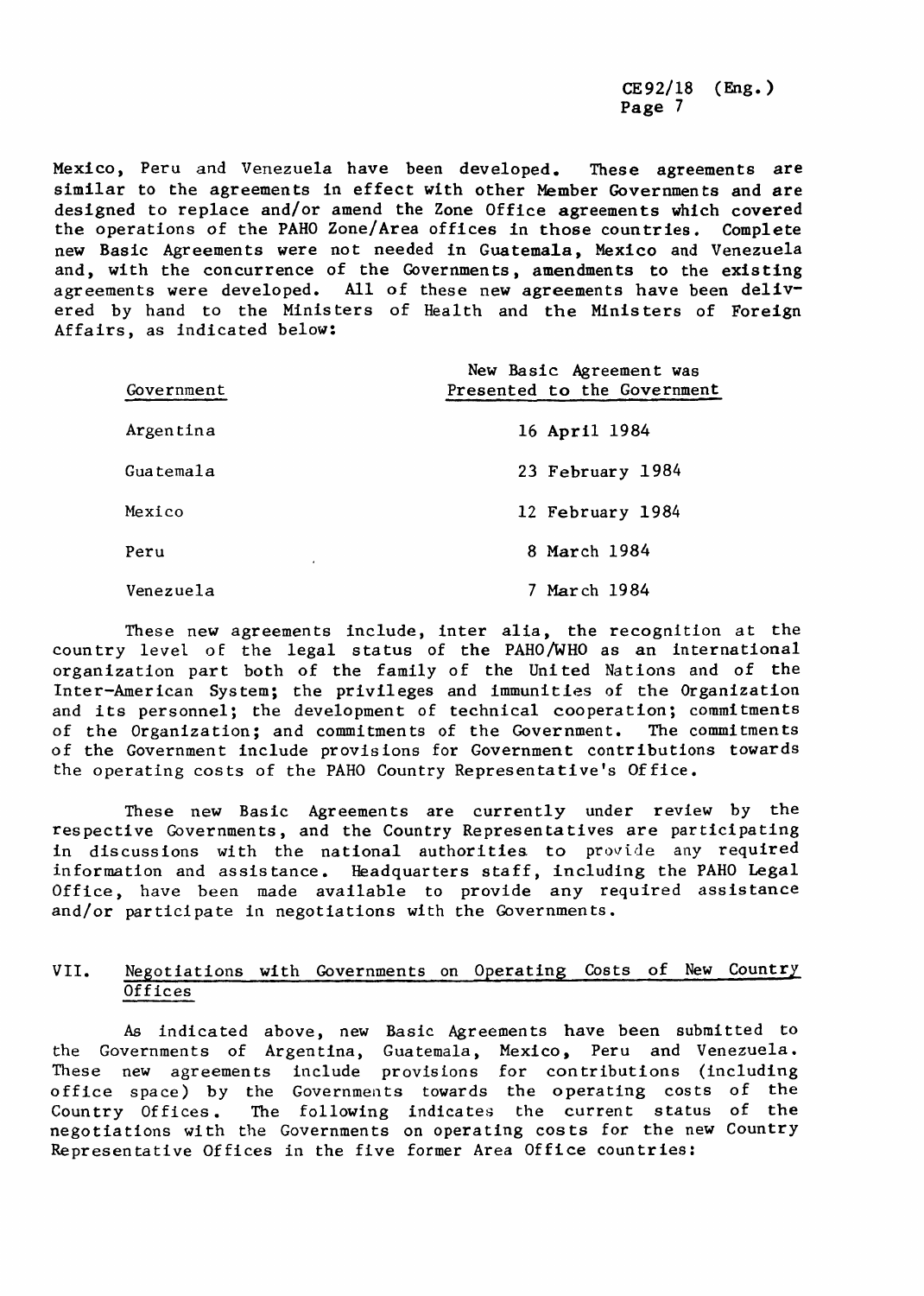Mexico, Peru and Venezuela have been developed. These agreements are similar to the agreements in effect with other Member Governments and are designed to replace and/or amend the Zone Office agreements which covered the operations of the PAHO Zone/Area offices in those countries. Complete new Basic Agreements were not needed in Guatemala, Mexico and Venezuela and, with the concurrence of the Governments, amendments to the existing agreements were developed. All of these new agreements have been delivered by hand to the Ministers of Health and the Ministers of Foreign Affairs, as indicated below:

| Government | New Basic Agreement was Presented to the Government |
|---|---|
| Argentina | 16 April 1984 |
| Guatemala | 23 February 1984 |
| Mexico | 12 February 1984 |
| Peru | 8 March 1984 |
| Venezuela | 7 March 1984 |

These new agreements include, inter alia, the recognition at the country level of the legal status of the PAHO/WHO as an international organization part both of the family of the United Nations and of the Inter-American System; the privileges and immunities of the Organization and its personnel; the development of technical cooperation; commitments of the Organization; and commitments of the Government. The commitments of the Government include provisions for Government contributions towards the operating costs of the PAHO Country Representative's Office.

These new Basic Agreements are currently under review by the respective Governments, and the Country Representatives are participating in discussions with the national authorities to provide any required information and assistance. Headquarters staff, including the PAHO Legal Office, have been made available to provide any required assistance and/or participate in negotiations with the Governments.

## VII. Negotiations with Governments on Operating Costs of New Country Offices

As indicated above, new Basic Agreements have been submitted to the Governments of Argentina, Guatemala, Mexico, Peru and Venezuela. These new agreements include provisions for contributions (including office space) by the Governments towards the operating costs of the Country Offices. The following indicates the current status of the negotiations with the Governments on operating costs for the new Country Representative Offices in the five former Area Office countries: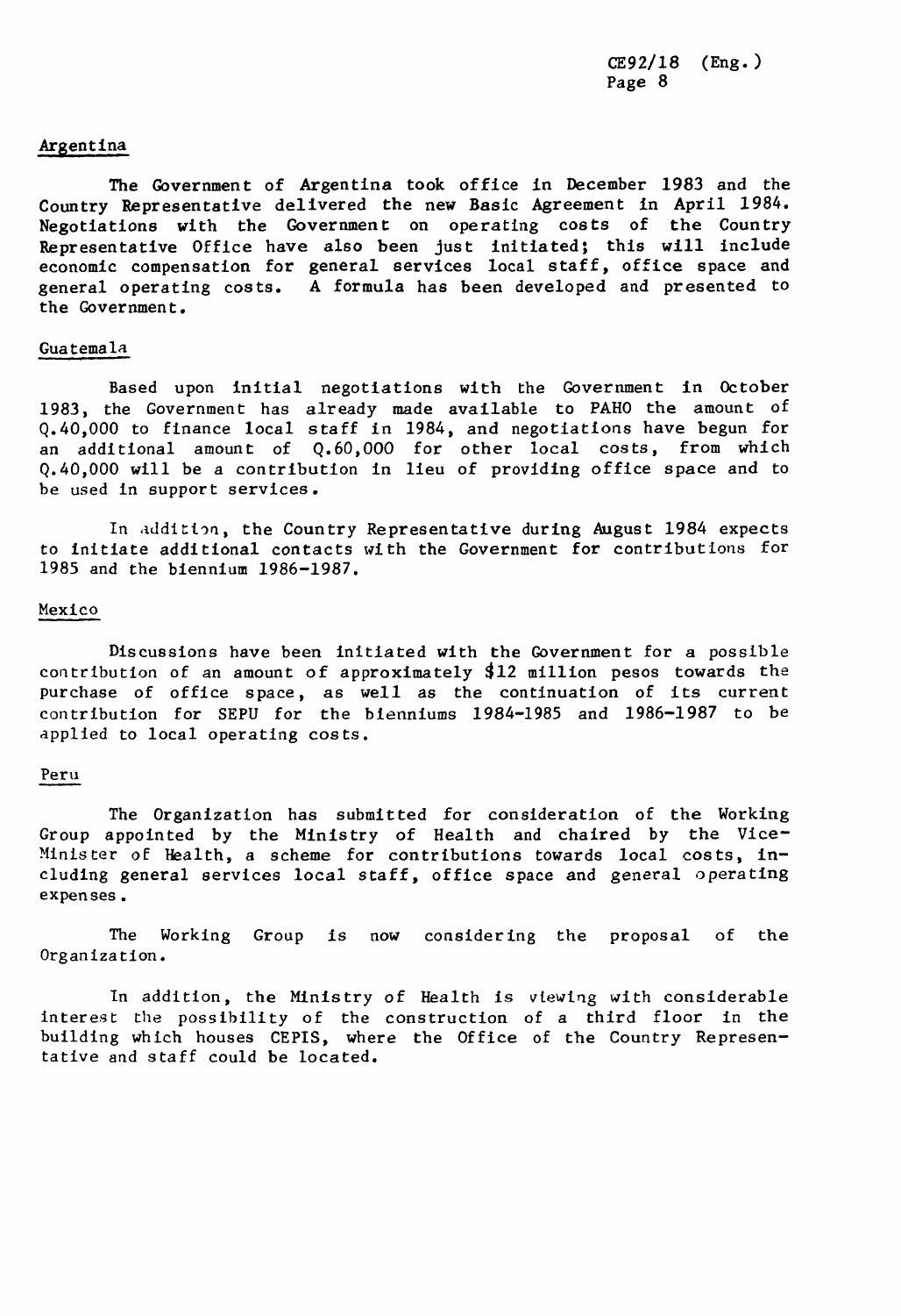## Argentina

The Government of Argentina took office in December 1983 and the Country Representative delivered the new Basic Agreement in April 1984. Negotiations with the Government on operating costs of the Country Representative Office have also been just initiated; this will include economic compensation for general services local staff, office space and general operating costs. A formula has been developed and presented to the Government.

## Guatemala

Based upon initial negotiations with the Government in October 1983, the Government has already made available to PAHO the amount of Q.40,000 to finance local staff in 1984, and negotiations have begun for an additional amount of Q.60,000 for other local costs, from which Q.40,000 will be a contribution in lieu of providing office space and to be used in support services.

In addition, the Country Representative during August 1984 expects to initiate additional contacts with the Government for contributions for 1985 and the biennium 1986-1987.

## Mexico

Discussions have been initiated with the Government for a possible contribution of an amount of approximately $12 million pesos towards the purchase of office space, as well as the continuation of its current contribution for SEPU for the bienniums 1984-1985 and 1986-1987 to be applied to local operating costs.

## Peru

The Organization has submitted for consideration of the Working Group appointed by the Ministry of Health and chaired by the Vice-Minister of Health, a scheme for contributions towards local costs, including general services local staff, office space and general operating expenses.

The Working Group is now considering the proposal of the Organization.

In addition, the Ministry of Health is viewing with considerable interest the possibility of the construction of a third floor in the building which houses CEPIS, where the Office of the Country Representative and staff could be located.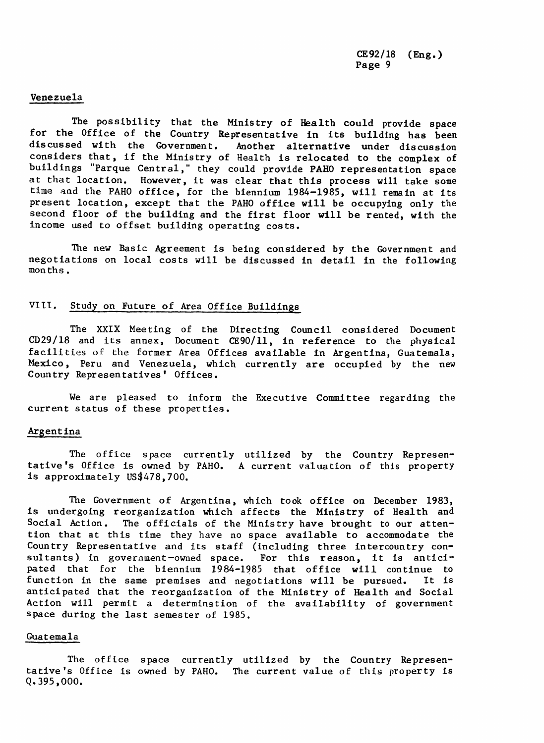### Venezuela

The possibility that the Ministry of Health could provide space for the Office of the Country Representative in its building has been discussed with the Government. Another alternative under discussion considers that, if the Ministry of Health is relocated to the complex of buildings "Parque Central," they could provide PAHO representation space at that location. However, it was clear that this process will take some time and the PAHO office, for the biennium 1984-1985, will remain at its present location, except that the PAHO office will be occupying only the second floor of the building and the first floor will be rented, with the income used to offset building operating costs.

The new Basic Agreement is being considered by the Government and negotiations on local costs will be discussed in detail in the following months.

## VIII. Study on Future of Area Office Buildings

The XXIX Meeting of the Directing Council considered Document CD29/18 and its annex, Document CE90/11, in reference to the physical facilities of the former Area Offices available in Argentina, Guatemala, Mexico, Peru and Venezuela, which currently are occupied by the new Country Representatives' Offices.

We are pleased to inform the Executive Committee regarding the current status of these properties.

### Argentina

The office space currently utilized by the Country Representative's Office is owned by PAHO. A current valuation of this property is approximately US$478,700.

The Government of Argentina, which took office on December 1983, is undergoing reorganization which affects the Ministry of Health and Social Action. The officials of the Ministry have brought to our attention that at this time they have no space available to accommodate the Country Representative and its staff (including three intercountry consultants) in government-owned space. For this reason, it is anticipated that for the biennium 1984-1985 that office will continue to function in the same premises and negotiations will be pursued. It is anticipated that the reorganization of the Ministry of Health and Social Action will permit a determination of the availability of government space during the last semester of 1985.

### Guatemala

The office space currently utilized by the Country Representative's Office is owned by PAHO. The current value of this property is Q.395,000.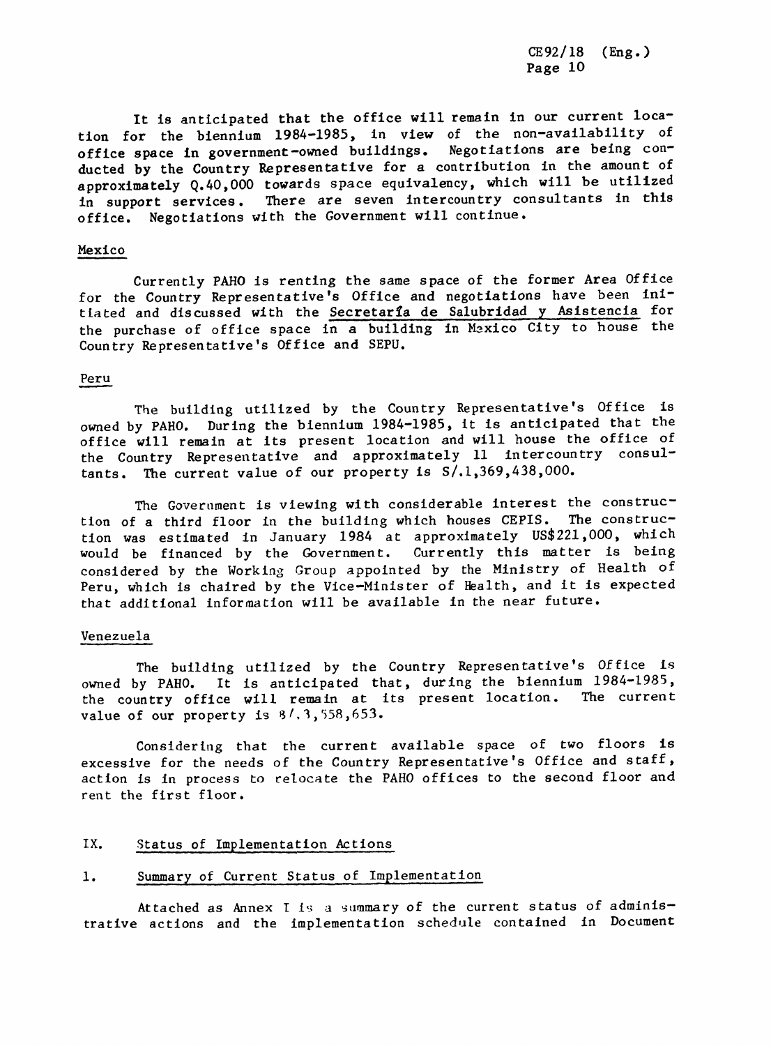It is anticipated that the office will remain in our current location for the biennium 1984-1985, in view of the non-availability of office space in government-owned buildings. Negotiations are being conducted by the Country Representative for a contribution in the amount of approximately Q.40,000 towards space equivalency, which will be utilized in support services. There are seven intercountry consultants in this office. Negotiations with the Government will continue.

Mexico

Currently PAHO is renting the same space of the former Area Office for the Country Representative's Office and negotiations have been initiated and discussed with the Secretaría de Salubridad y Asistencia for the purchase of office space in a building in Mexico City to house the Country Representative's Office and SEPU.

Peru

The building utilized by the Country Representative's Office is owned by PAHO. During the biennium 1984-1985, it is anticipated that the office will remain at its present location and will house the office of the Country Representative and approximately 11 intercountry consultants. The current value of our property is S/.1,369,438,000.

The Government is viewing with considerable interest the construction of a third floor in the building which houses CEPIS. The construction was estimated in January 1984 at approximately US$221,000, which would be financed by the Government. Currently this matter is being considered by the Working Group appointed by the Ministry of Health of Peru, which is chaired by the Vice-Minister of Health, and it is expected that additional information will be available in the near future.

Venezuela

The building utilized by the Country Representative's Office is owned by PAHO. It is anticipated that, during the biennium 1984-1985, the country office will remain at its present location. The current value of our property is B/.3,558,653.

Considering that the current available space of two floors is excessive for the needs of the Country Representative's Office and staff, action is in process to relocate the PAHO offices to the second floor and rent the first floor.

## IX. Status of Implementation Actions

### 1. Summary of Current Status of Implementation

Attached as Annex I is a summary of the current status of administrative actions and the implementation schedule contained in Document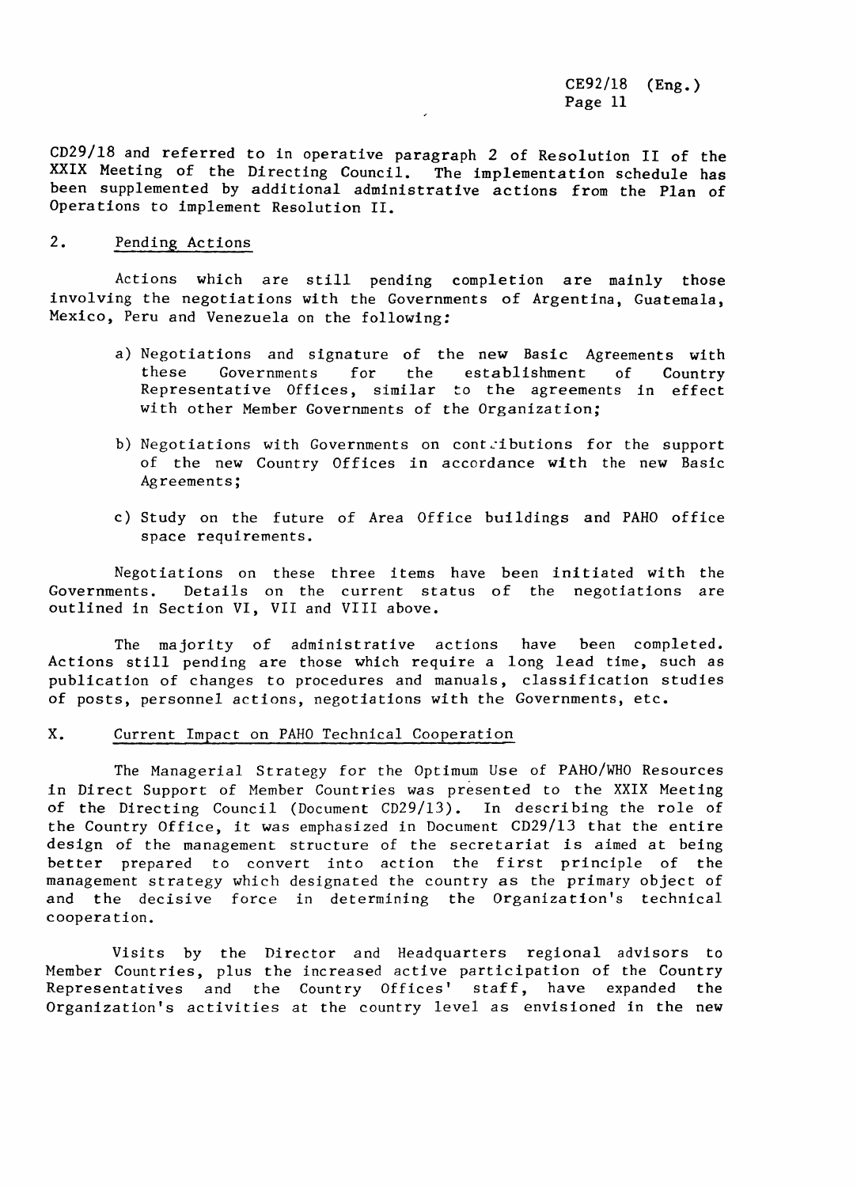CD29/18 and referred to in operative paragraph 2 of Resolution II of the XXIX Meeting of the Directing Council. The implementation schedule has been supplemented by additional administrative actions from the Plan of Operations to implement Resolution II.

### 2. Pending Actions

Actions which are still pending completion are mainly those involving the negotiations with the Governments of Argentina, Guatemala, Mexico, Peru and Venezuela on the following:

a) Negotiations and signature of the new Basic Agreements with these Governments for the establishment of Country Representative Offices, similar to the agreements in effect with other Member Governments of the Organization;

b) Negotiations with Governments on contributions for the support of the new Country Offices in accordance with the new Basic Agreements;

c) Study on the future of Area Office buildings and PAHO office space requirements.

Negotiations on these three items have been initiated with the Governments. Details on the current status of the negotiations are outlined in Section VI, VII and VIII above.

The majority of administrative actions have been completed. Actions still pending are those which require a long lead time, such as publication of changes to procedures and manuals, classification studies of posts, personnel actions, negotiations with the Governments, etc.

## X. Current Impact on PAHO Technical Cooperation

The Managerial Strategy for the Optimum Use of PAHO/WHO Resources in Direct Support of Member Countries was presented to the XXIX Meeting of the Directing Council (Document CD29/13). In describing the role of the Country Office, it was emphasized in Document CD29/13 that the entire design of the management structure of the secretariat is aimed at being better prepared to convert into action the first principle of the management strategy which designated the country as the primary object of and the decisive force in determining the Organization's technical cooperation.

Visits by the Director and Headquarters regional advisors to Member Countries, plus the increased active participation of the Country Representatives and the Country Offices' staff, have expanded the Organization's activities at the country level as envisioned in the new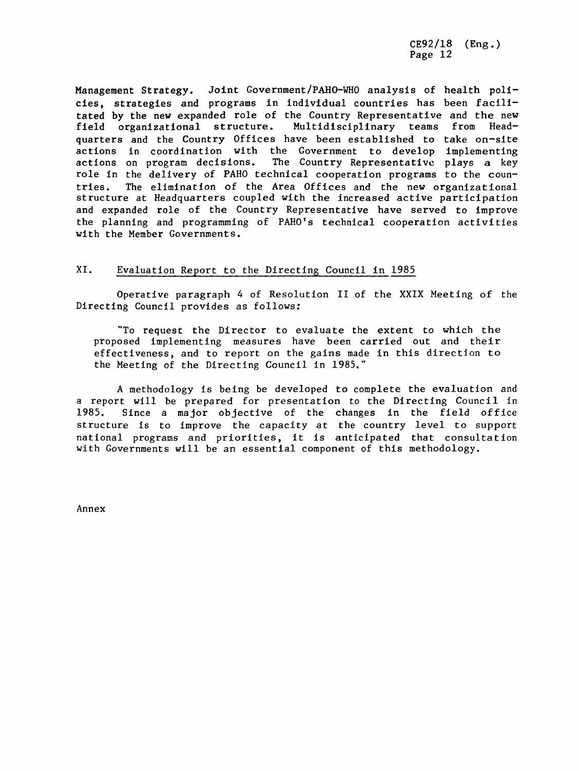**Management Strategy.** Joint Government/PAHO-WHO analysis of health policies, strategies and programs in individual countries has been facilitated by the new expanded role of the Country Representative and the new field organizational structure. Multidisciplinary teams from Headquarters and the Country Offices have been established to take on-site actions in coordination with the Government to develop implementing actions on program decisions. The Country Representative plays a key role in the delivery of PAHO technical cooperation programs to the countries. The elimination of the Area Offices and the new organizational structure at Headquarters coupled with the increased active participation and expanded role of the Country Representative have served to improve the planning and programming of PAHO's technical cooperation activities with the Member Governments.

## XI. Evaluation Report to the Directing Council in 1985

Operative paragraph 4 of Resolution II of the XXIX Meeting of the Directing Council provides as follows:

> "To request the Director to evaluate the extent to which the proposed implementing measures have been carried out and their effectiveness, and to report on the gains made in this direction to the Meeting of the Directing Council in 1985."

A methodology is being be developed to complete the evaluation and a report will be prepared for presentation to the Directing Council in 1985. Since a major objective of the changes in the field office structure is to improve the capacity at the country level to support national programs and priorities, it is anticipated that consultation with Governments will be an essential component of this methodology.

Annex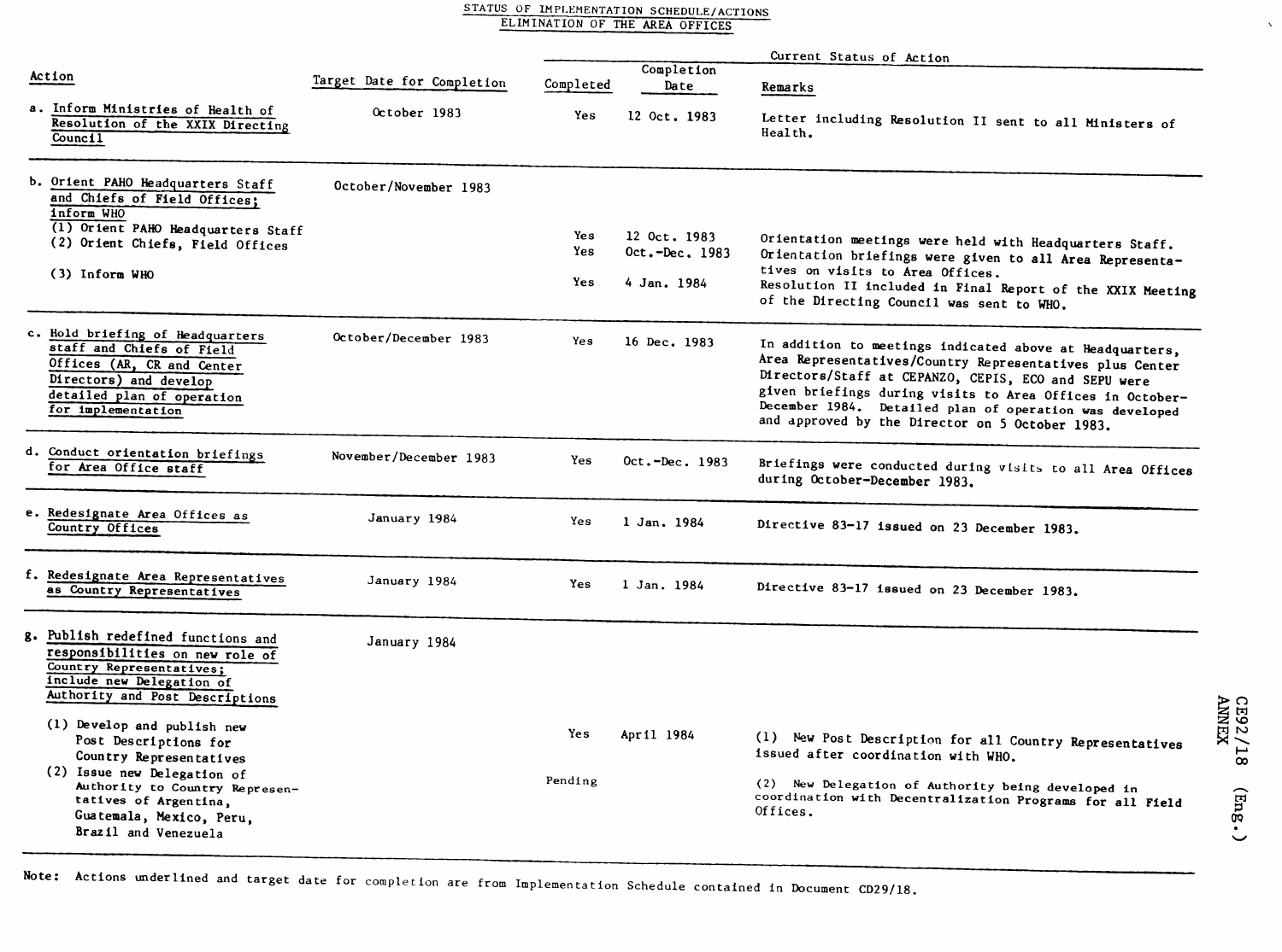STATUS OF IMPLEMENTATION SCHEDULE/ACTIONS
ELIMINATION OF THE AREA OFFICES

| Action | Target Date for Completion | Current Status of Action | | |
|---|---|---|---|---|
| | | Completed | Completion Date | Remarks |
| a. Inform Ministries of Health of Resolution of the XXIX Directing Council | October 1983 | Yes | 12 Oct. 1983 | Letter including Resolution II sent to all Ministers of Health. |
| b. Orient PAHO Headquarters Staff and Chiefs of Field Offices; inform WHO | October/November 1983 | | | |
| (1) Orient PAHO Headquarters Staff | | Yes | 12 Oct. 1983 | Orientation meetings were held with Headquarters Staff. |
| (2) Orient Chiefs, Field Offices | | Yes | Oct.-Dec. 1983 | Orientation briefings were given to all Area Representatives on visits to Area Offices. |
| (3) Inform WHO | | Yes | 4 Jan. 1984 | Resolution II included in Final Report of the XXIX Meeting of the Directing Council was sent to WHO. |
| c. Hold briefing of Headquarters staff and Chiefs of Field Offices (AR, CR and Center Directors) and develop detailed plan of operation for implementation | October/December 1983 | Yes | 16 Dec. 1983 | In addition to meetings indicated above at Headquarters, Area Representatives/Country Representatives plus Center Directors/Staff at CEPANZO, CEPIS, ECO and SEPU were given briefings during visits to Area Offices in October-December 1984. Detailed plan of operation was developed and approved by the Director on 5 October 1983. |
| d. Conduct orientation briefings for Area Office staff | November/December 1983 | Yes | Oct.-Dec. 1983 | Briefings were conducted during visits to all Area Offices during October-December 1983. |
| e. Redesignate Area Offices as Country Offices | January 1984 | Yes | 1 Jan. 1984 | Directive 83-17 issued on 23 December 1983. |
| f. Redesignate Area Representatives as Country Representatives | January 1984 | Yes | 1 Jan. 1984 | Directive 83-17 issued on 23 December 1983. |
| g. Publish redefined functions and responsibilities on new role of Country Representatives; include new Delegation of Authority and Post Descriptions | January 1984 | | | |
| (1) Develop and publish new Post Descriptions for Country Representatives | | Yes | April 1984 | (1) New Post Description for all Country Representatives issued after coordination with WHO. |
| (2) Issue new Delegation of Authority to Country Representatives of Argentina, Guatemala, Mexico, Peru, Brazil and Venezuela | | Pending | | (2) New Delegation of Authority being developed in coordination with Decentralization Programs for all Field Offices. |

Note: Actions underlined and target date for completion are from Implementation Schedule contained in Document CD29/18.

CE92/18 (Eng.)
ANNEX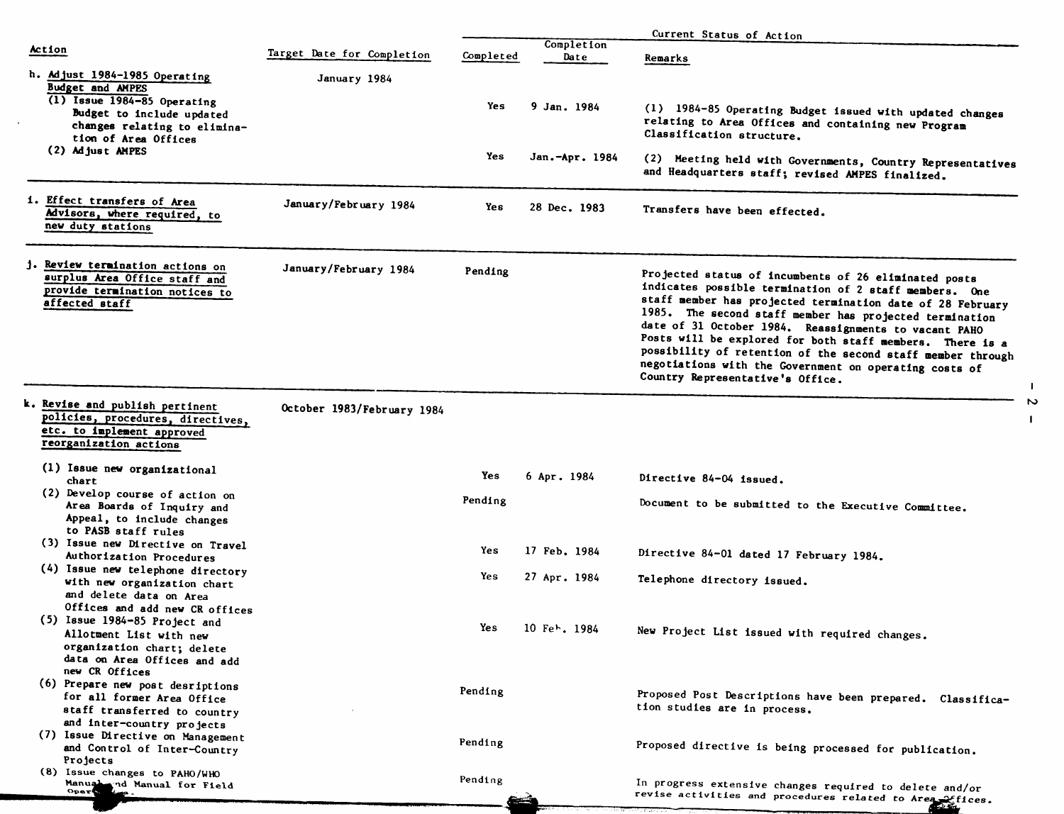| Action | Target Date for Completion | Current Status of Action | | |
|---|---|---|---|---|
| | | Completed | Completion Date | Remarks |
| h. Adjust 1984-1985 Operating Budget and AMPES | January 1984 | | | |
| (1) Issue 1984-85 Operating Budget to include updated changes relating to elimination of Area Offices | | Yes | 9 Jan. 1984 | (1) 1984-85 Operating Budget issued with updated changes relating to Area Offices and containing new Program Classification structure. |
| (2) Adjust AMPES | | Yes | Jan.-Apr. 1984 | (2) Meeting held with Governments, Country Representatives and Headquarters staff; revised AMPES finalized. |
| i. Effect transfers of Area Advisors, where required, to new duty stations | January/February 1984 | Yes | 28 Dec. 1983 | Transfers have been effected. |
| j. Review termination actions on surplus Area Office staff and provide termination notices to affected staff | January/February 1984 | Pending | | Projected status of incumbents of 26 eliminated posts indicates possible termination of 2 staff members. One staff member has projected termination date of 28 February 1985. The second staff member has projected termination date of 31 October 1984. Reassignments to vacant PAHO Posts will be explored for both staff members. There is a possibility of retention of the second staff member through negotiations with the Government on operating costs of Country Representative's Office. |
| k. Revise and publish pertinent policies, procedures, directives, etc. to implement approved reorganization actions | October 1983/February 1984 | | | |
| (1) Issue new organizational chart | | Yes | 6 Apr. 1984 | Directive 84-04 issued. |
| (2) Develop course of action on Area Boards of Inquiry and Appeal, to include changes to PASB staff rules | | Pending | | Document to be submitted to the Executive Committee. |
| (3) Issue new Directive on Travel Authorization Procedures | | Yes | 17 Feb. 1984 | Directive 84-01 dated 17 February 1984. |
| (4) Issue new telephone directory with new organization chart and delete data on Area Offices and add new CR offices | | Yes | 27 Apr. 1984 | Telephone directory issued. |
| (5) Issue 1984-85 Project and Allotment List with new organization chart; delete data on Area Offices and add new CR Offices | | Yes | 10 Feb. 1984 | New Project List issued with required changes. |
| (6) Prepare new post desriptions for all former Area Office staff transferred to country and inter-country projects | | Pending | | Proposed Post Descriptions have been prepared. Classification studies are in process. |
| (7) Issue Directive on Management and Control of Inter-Country Projects | | Pending | | Proposed directive is being processed for publication. |
| (8) Issue changes to PAHO/WHO Manual and Manual for Field Oper... | | Pending | | In progress extensive changes required to delete and/or revise activities and procedures related to Area Offices. |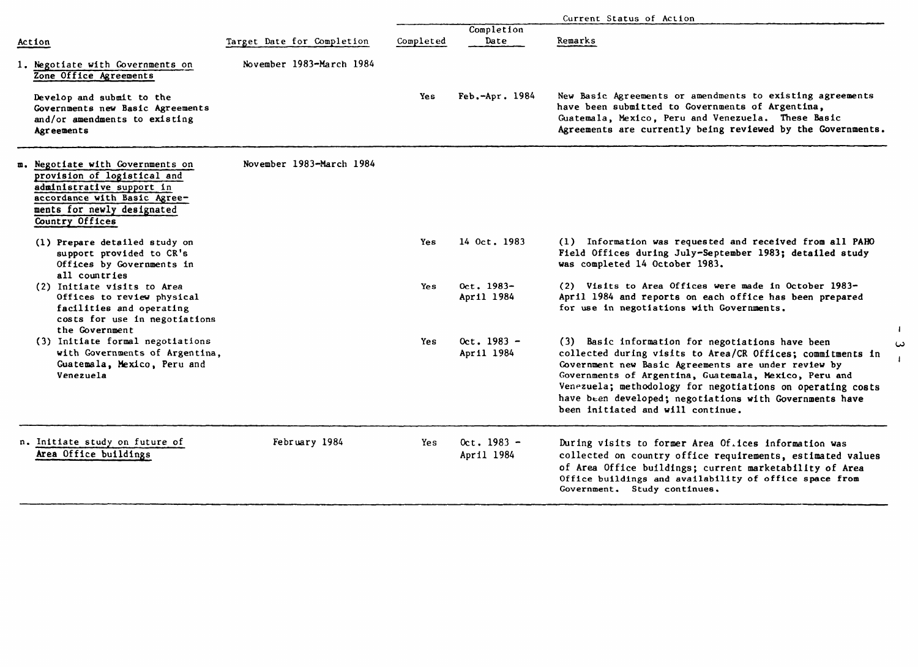| Action | Target Date for Completion | Current Status of Action | | |
|---|---|---|---|---|
| | | Completed | Completion Date | Remarks |
| l. Negotiate with Governments on Zone Office Agreements | November 1983-March 1984 | | | |
| Develop and submit to the Governments new Basic Agreements and/or amendments to existing Agreements | | Yes | Feb.-Apr. 1984 | New Basic Agreements or amendments to existing agreements have been submitted to Governments of Argentina, Guatemala, Mexico, Peru and Venezuela. These Basic Agreements are currently being reviewed by the Governments. |
| m. Negotiate with Governments on provision of logistical and administrative support in accordance with Basic Agreements for newly designated Country Offices | November 1983-March 1984 | | | |
| (1) Prepare detailed study on support provided to CR's Offices by Governments in all countries | | Yes | 14 Oct. 1983 | (1) Information was requested and received from all PAHO Field Offices during July-September 1983; detailed study was completed 14 October 1983. |
| (2) Initiate visits to Area Offices to review physical facilities and operating costs for use in negotiations the Government | | Yes | Oct. 1983-April 1984 | (2) Visits to Area Offices were made in October 1983-April 1984 and reports on each office has been prepared for use in negotiations with Governments. |
| (3) Initiate formal negotiations with Governments of Argentina, Guatemala, Mexico, Peru and Venezuela | | Yes | Oct. 1983 - April 1984 | (3) Basic information for negotiations have been collected during visits to Area/CR Offices; commitments in Government new Basic Agreements are under review by Governments of Argentina, Guatemala, Mexico, Peru and Venezuela; methodology for negotiations on operating costs have been developed; negotiations with Governments have been initiated and will continue. |
| n. Initiate study on future of Area Office buildings | February 1984 | Yes | Oct. 1983 - April 1984 | During visits to former Area Offices information was collected on country office requirements, estimated values of Area Office buildings; current marketability of Area Office buildings and availability of office space from Government. Study continues. |